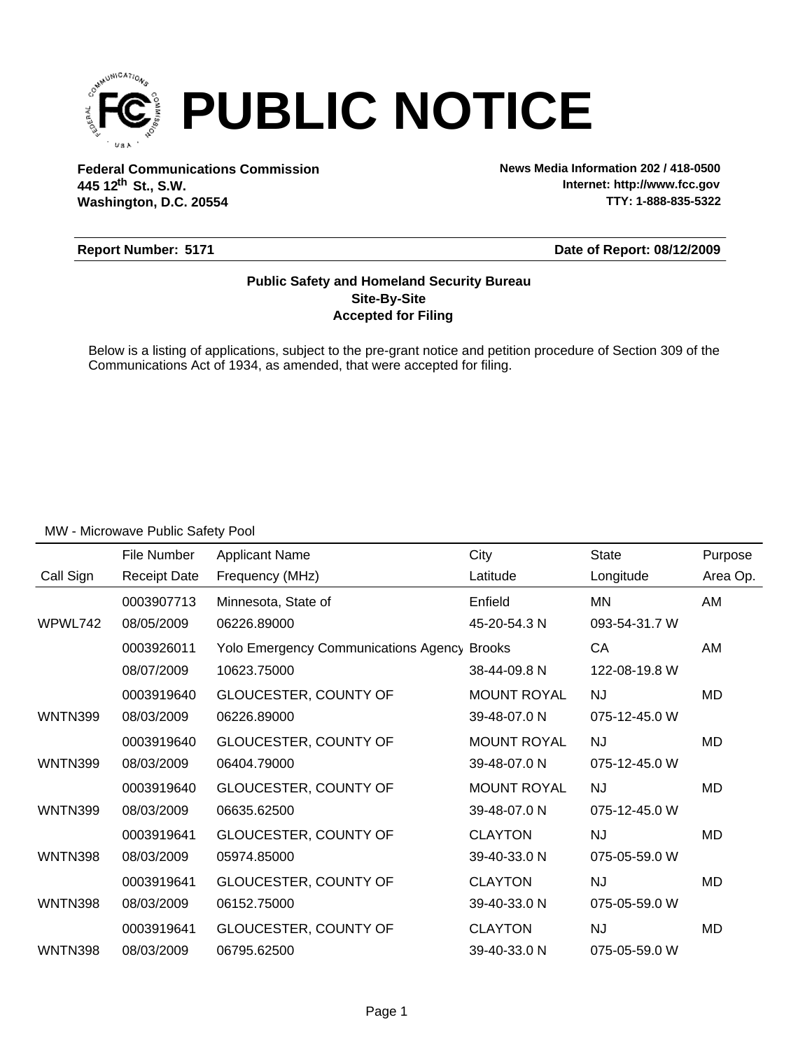# PUBLIC NOTICE

**Federal Communications Commission**
**445 12th St., S.W.**
**Washington, D.C. 20554**

**News Media Information 202 / 418-0500**
**Internet: http://www.fcc.gov**
**TTY: 1-888-835-5322**

**Report Number: 5171** **Date of Report: 08/12/2009**

**Public Safety and Homeland Security Bureau**
**Site-By-Site**
**Accepted for Filing**

Below is a listing of applications, subject to the pre-grant notice and petition procedure of Section 309 of the Communications Act of 1934, as amended, that were accepted for filing.

MW - Microwave Public Safety Pool

| Call Sign | File Number / Receipt Date | Applicant Name / Frequency (MHz) | City / Latitude | State / Longitude | Purpose / Area Op. |
|---|---|---|---|---|---|
| | 0003907713 | Minnesota, State of | Enfield | MN | AM |
| WPWL742 | 08/05/2009 | 06226.89000 | 45-20-54.3 N | 093-54-31.7 W | |
| | 0003926011 | Yolo Emergency Communications Agency | Brooks | CA | AM |
| | 08/07/2009 | 10623.75000 | 38-44-09.8 N | 122-08-19.8 W | |
| | 0003919640 | GLOUCESTER, COUNTY OF | MOUNT ROYAL | NJ | MD |
| WNTN399 | 08/03/2009 | 06226.89000 | 39-48-07.0 N | 075-12-45.0 W | |
| | 0003919640 | GLOUCESTER, COUNTY OF | MOUNT ROYAL | NJ | MD |
| WNTN399 | 08/03/2009 | 06404.79000 | 39-48-07.0 N | 075-12-45.0 W | |
| | 0003919640 | GLOUCESTER, COUNTY OF | MOUNT ROYAL | NJ | MD |
| WNTN399 | 08/03/2009 | 06635.62500 | 39-48-07.0 N | 075-12-45.0 W | |
| | 0003919641 | GLOUCESTER, COUNTY OF | CLAYTON | NJ | MD |
| WNTN398 | 08/03/2009 | 05974.85000 | 39-40-33.0 N | 075-05-59.0 W | |
| | 0003919641 | GLOUCESTER, COUNTY OF | CLAYTON | NJ | MD |
| WNTN398 | 08/03/2009 | 06152.75000 | 39-40-33.0 N | 075-05-59.0 W | |
| | 0003919641 | GLOUCESTER, COUNTY OF | CLAYTON | NJ | MD |
| WNTN398 | 08/03/2009 | 06795.62500 | 39-40-33.0 N | 075-05-59.0 W | |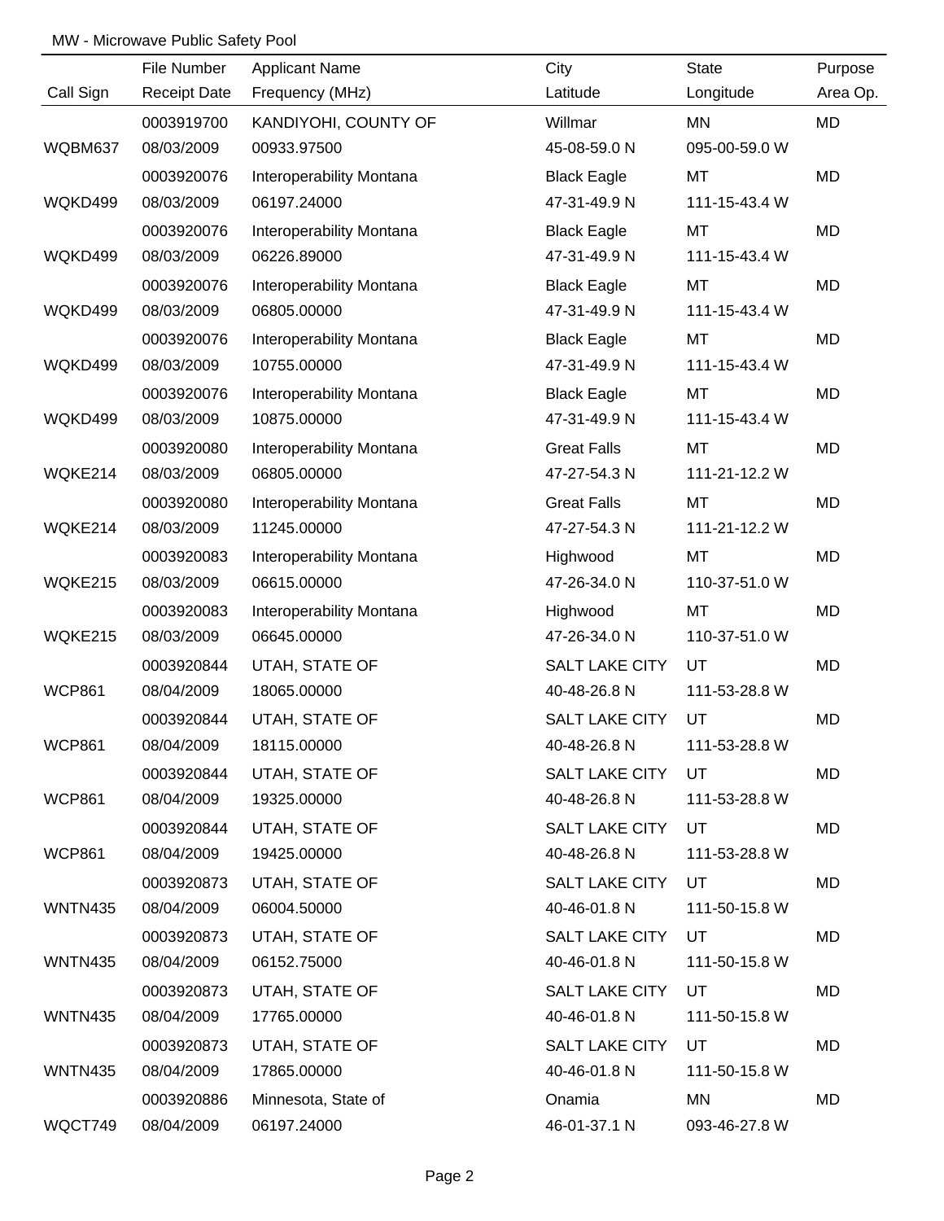MW - Microwave Public Safety Pool

| Call Sign | File Number / Receipt Date | Applicant Name / Frequency (MHz) | City / Latitude | State / Longitude | Purpose / Area Op. |
|---|---|---|---|---|---|
| | 0003919700 | KANDIYOHI, COUNTY OF | Willmar | MN | MD |
| WQBM637 | 08/03/2009 | 00933.97500 | 45-08-59.0 N | 095-00-59.0 W | |
| | 0003920076 | Interoperability Montana | Black Eagle | MT | MD |
| WQKD499 | 08/03/2009 | 06197.24000 | 47-31-49.9 N | 111-15-43.4 W | |
| | 0003920076 | Interoperability Montana | Black Eagle | MT | MD |
| WQKD499 | 08/03/2009 | 06226.89000 | 47-31-49.9 N | 111-15-43.4 W | |
| | 0003920076 | Interoperability Montana | Black Eagle | MT | MD |
| WQKD499 | 08/03/2009 | 06805.00000 | 47-31-49.9 N | 111-15-43.4 W | |
| | 0003920076 | Interoperability Montana | Black Eagle | MT | MD |
| WQKD499 | 08/03/2009 | 10755.00000 | 47-31-49.9 N | 111-15-43.4 W | |
| | 0003920076 | Interoperability Montana | Black Eagle | MT | MD |
| WQKD499 | 08/03/2009 | 10875.00000 | 47-31-49.9 N | 111-15-43.4 W | |
| | 0003920080 | Interoperability Montana | Great Falls | MT | MD |
| WQKE214 | 08/03/2009 | 06805.00000 | 47-27-54.3 N | 111-21-12.2 W | |
| | 0003920080 | Interoperability Montana | Great Falls | MT | MD |
| WQKE214 | 08/03/2009 | 11245.00000 | 47-27-54.3 N | 111-21-12.2 W | |
| | 0003920083 | Interoperability Montana | Highwood | MT | MD |
| WQKE215 | 08/03/2009 | 06615.00000 | 47-26-34.0 N | 110-37-51.0 W | |
| | 0003920083 | Interoperability Montana | Highwood | MT | MD |
| WQKE215 | 08/03/2009 | 06645.00000 | 47-26-34.0 N | 110-37-51.0 W | |
| | 0003920844 | UTAH, STATE OF | SALT LAKE CITY | UT | MD |
| WCP861 | 08/04/2009 | 18065.00000 | 40-48-26.8 N | 111-53-28.8 W | |
| | 0003920844 | UTAH, STATE OF | SALT LAKE CITY | UT | MD |
| WCP861 | 08/04/2009 | 18115.00000 | 40-48-26.8 N | 111-53-28.8 W | |
| | 0003920844 | UTAH, STATE OF | SALT LAKE CITY | UT | MD |
| WCP861 | 08/04/2009 | 19325.00000 | 40-48-26.8 N | 111-53-28.8 W | |
| | 0003920844 | UTAH, STATE OF | SALT LAKE CITY | UT | MD |
| WCP861 | 08/04/2009 | 19425.00000 | 40-48-26.8 N | 111-53-28.8 W | |
| | 0003920873 | UTAH, STATE OF | SALT LAKE CITY | UT | MD |
| WNTN435 | 08/04/2009 | 06004.50000 | 40-46-01.8 N | 111-50-15.8 W | |
| | 0003920873 | UTAH, STATE OF | SALT LAKE CITY | UT | MD |
| WNTN435 | 08/04/2009 | 06152.75000 | 40-46-01.8 N | 111-50-15.8 W | |
| | 0003920873 | UTAH, STATE OF | SALT LAKE CITY | UT | MD |
| WNTN435 | 08/04/2009 | 17765.00000 | 40-46-01.8 N | 111-50-15.8 W | |
| | 0003920873 | UTAH, STATE OF | SALT LAKE CITY | UT | MD |
| WNTN435 | 08/04/2009 | 17865.00000 | 40-46-01.8 N | 111-50-15.8 W | |
| | 0003920886 | Minnesota, State of | Onamia | MN | MD |
| WQCT749 | 08/04/2009 | 06197.24000 | 46-01-37.1 N | 093-46-27.8 W | |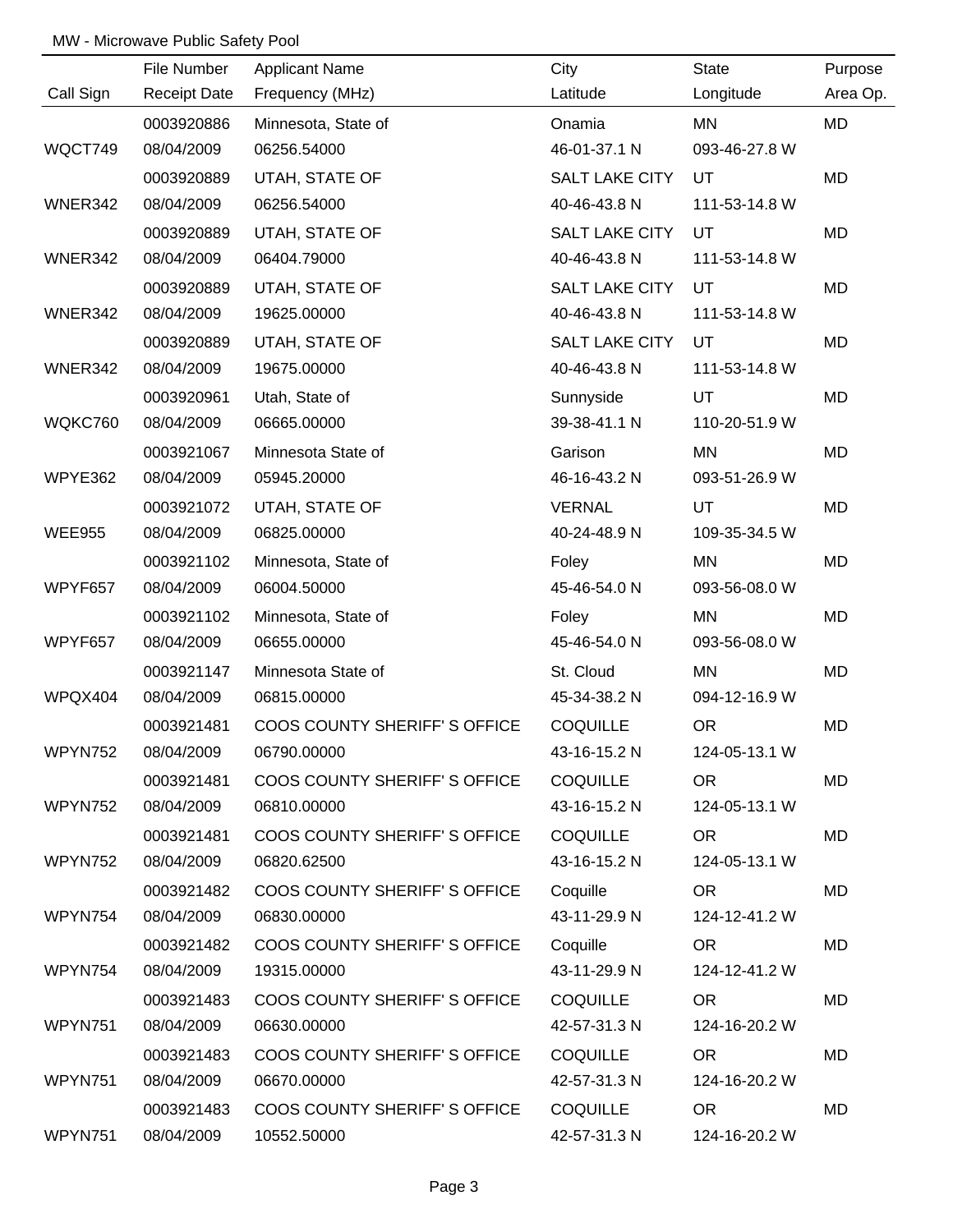MW - Microwave Public Safety Pool

| Call Sign | File Number<br>Receipt Date | Applicant Name<br>Frequency (MHz) | City<br>Latitude | State<br>Longitude | Purpose<br>Area Op. |
|---|---|---|---|---|---|
| WQCT749 | 0003920886<br>08/04/2009 | Minnesota, State of<br>06256.54000 | Onamia<br>46-01-37.1 N | MN<br>093-46-27.8 W | MD |
| WNER342 | 0003920889<br>08/04/2009 | UTAH, STATE OF<br>06256.54000 | SALT LAKE CITY<br>40-46-43.8 N | UT<br>111-53-14.8 W | MD |
| WNER342 | 0003920889<br>08/04/2009 | UTAH, STATE OF<br>06404.79000 | SALT LAKE CITY<br>40-46-43.8 N | UT<br>111-53-14.8 W | MD |
| WNER342 | 0003920889<br>08/04/2009 | UTAH, STATE OF<br>19625.00000 | SALT LAKE CITY<br>40-46-43.8 N | UT<br>111-53-14.8 W | MD |
| WNER342 | 0003920889<br>08/04/2009 | UTAH, STATE OF<br>19675.00000 | SALT LAKE CITY<br>40-46-43.8 N | UT<br>111-53-14.8 W | MD |
| WQKC760 | 0003920961<br>08/04/2009 | Utah, State of<br>06665.00000 | Sunnyside<br>39-38-41.1 N | UT<br>110-20-51.9 W | MD |
| WPYE362 | 0003921067<br>08/04/2009 | Minnesota State of<br>05945.20000 | Garison<br>46-16-43.2 N | MN<br>093-51-26.9 W | MD |
| WEE955 | 0003921072<br>08/04/2009 | UTAH, STATE OF<br>06825.00000 | VERNAL<br>40-24-48.9 N | UT<br>109-35-34.5 W | MD |
| WPYF657 | 0003921102<br>08/04/2009 | Minnesota, State of<br>06004.50000 | Foley<br>45-46-54.0 N | MN<br>093-56-08.0 W | MD |
| WPYF657 | 0003921102<br>08/04/2009 | Minnesota, State of<br>06655.00000 | Foley<br>45-46-54.0 N | MN<br>093-56-08.0 W | MD |
| WPQX404 | 0003921147<br>08/04/2009 | Minnesota State of<br>06815.00000 | St. Cloud<br>45-34-38.2 N | MN<br>094-12-16.9 W | MD |
| WPYN752 | 0003921481<br>08/04/2009 | COOS COUNTY SHERIFF' S OFFICE<br>06790.00000 | COQUILLE<br>43-16-15.2 N | OR<br>124-05-13.1 W | MD |
| WPYN752 | 0003921481<br>08/04/2009 | COOS COUNTY SHERIFF' S OFFICE<br>06810.00000 | COQUILLE<br>43-16-15.2 N | OR<br>124-05-13.1 W | MD |
| WPYN752 | 0003921481<br>08/04/2009 | COOS COUNTY SHERIFF' S OFFICE<br>06820.62500 | COQUILLE<br>43-16-15.2 N | OR<br>124-05-13.1 W | MD |
| WPYN754 | 0003921482<br>08/04/2009 | COOS COUNTY SHERIFF' S OFFICE<br>06830.00000 | Coquille<br>43-11-29.9 N | OR<br>124-12-41.2 W | MD |
| WPYN754 | 0003921482<br>08/04/2009 | COOS COUNTY SHERIFF' S OFFICE<br>19315.00000 | Coquille<br>43-11-29.9 N | OR<br>124-12-41.2 W | MD |
| WPYN751 | 0003921483<br>08/04/2009 | COOS COUNTY SHERIFF' S OFFICE<br>06630.00000 | COQUILLE<br>42-57-31.3 N | OR<br>124-16-20.2 W | MD |
| WPYN751 | 0003921483<br>08/04/2009 | COOS COUNTY SHERIFF' S OFFICE<br>06670.00000 | COQUILLE<br>42-57-31.3 N | OR<br>124-16-20.2 W | MD |
| WPYN751 | 0003921483<br>08/04/2009 | COOS COUNTY SHERIFF' S OFFICE<br>10552.50000 | COQUILLE<br>42-57-31.3 N | OR<br>124-16-20.2 W | MD |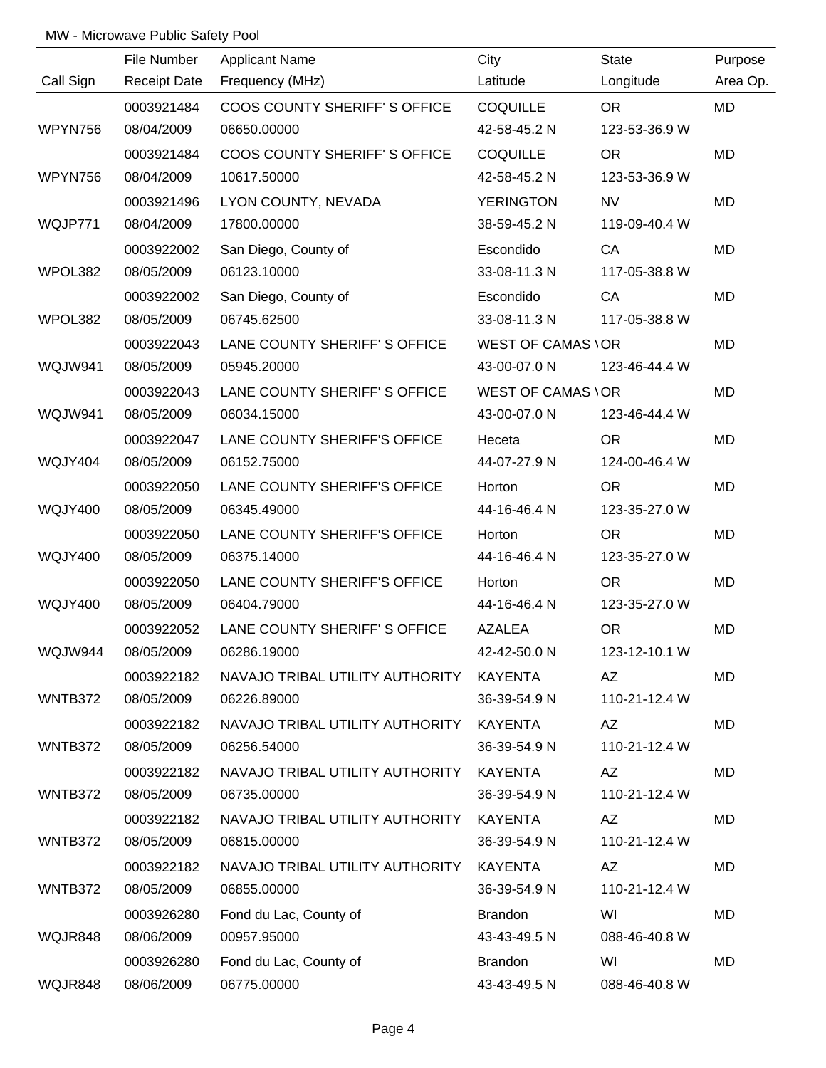MW - Microwave Public Safety Pool

| Call Sign | File Number<br>Receipt Date | Applicant Name<br>Frequency (MHz) | City<br>Latitude | State<br>Longitude | Purpose<br>Area Op. |
|---|---|---|---|---|---|
| WPYN756 | 0003921484<br>08/04/2009 | COOS COUNTY SHERIFF' S OFFICE<br>06650.00000 | COQUILLE<br>42-58-45.2 N | OR<br>123-53-36.9 W | MD |
| WPYN756 | 0003921484<br>08/04/2009 | COOS COUNTY SHERIFF' S OFFICE<br>10617.50000 | COQUILLE<br>42-58-45.2 N | OR<br>123-53-36.9 W | MD |
| WQJP771 | 0003921496<br>08/04/2009 | LYON COUNTY, NEVADA<br>17800.00000 | YERINGTON<br>38-59-45.2 N | NV<br>119-09-40.4 W | MD |
| WPOL382 | 0003922002<br>08/05/2009 | San Diego, County of<br>06123.10000 | Escondido<br>33-08-11.3 N | CA<br>117-05-38.8 W | MD |
| WPOL382 | 0003922002<br>08/05/2009 | San Diego, County of<br>06745.62500 | Escondido<br>33-08-11.3 N | CA<br>117-05-38.8 W | MD |
| WQJW941 | 0003922043<br>08/05/2009 | LANE COUNTY SHERIFF' S OFFICE<br>05945.20000 | WEST OF CAMAS \<br>43-00-07.0 N | OR<br>123-46-44.4 W | MD |
| WQJW941 | 0003922043<br>08/05/2009 | LANE COUNTY SHERIFF' S OFFICE<br>06034.15000 | WEST OF CAMAS \<br>43-00-07.0 N | OR<br>123-46-44.4 W | MD |
| WQJY404 | 0003922047<br>08/05/2009 | LANE COUNTY SHERIFF'S OFFICE<br>06152.75000 | Heceta<br>44-07-27.9 N | OR<br>124-00-46.4 W | MD |
| WQJY400 | 0003922050<br>08/05/2009 | LANE COUNTY SHERIFF'S OFFICE<br>06345.49000 | Horton<br>44-16-46.4 N | OR<br>123-35-27.0 W | MD |
| WQJY400 | 0003922050<br>08/05/2009 | LANE COUNTY SHERIFF'S OFFICE<br>06375.14000 | Horton<br>44-16-46.4 N | OR<br>123-35-27.0 W | MD |
| WQJY400 | 0003922050<br>08/05/2009 | LANE COUNTY SHERIFF'S OFFICE<br>06404.79000 | Horton<br>44-16-46.4 N | OR<br>123-35-27.0 W | MD |
| WQJW944 | 0003922052<br>08/05/2009 | LANE COUNTY SHERIFF' S OFFICE<br>06286.19000 | AZALEA<br>42-42-50.0 N | OR<br>123-12-10.1 W | MD |
| WNTB372 | 0003922182<br>08/05/2009 | NAVAJO TRIBAL UTILITY AUTHORITY<br>06226.89000 | KAYENTA<br>36-39-54.9 N | AZ<br>110-21-12.4 W | MD |
| WNTB372 | 0003922182<br>08/05/2009 | NAVAJO TRIBAL UTILITY AUTHORITY<br>06256.54000 | KAYENTA<br>36-39-54.9 N | AZ<br>110-21-12.4 W | MD |
| WNTB372 | 0003922182<br>08/05/2009 | NAVAJO TRIBAL UTILITY AUTHORITY<br>06735.00000 | KAYENTA<br>36-39-54.9 N | AZ<br>110-21-12.4 W | MD |
| WNTB372 | 0003922182<br>08/05/2009 | NAVAJO TRIBAL UTILITY AUTHORITY<br>06815.00000 | KAYENTA<br>36-39-54.9 N | AZ<br>110-21-12.4 W | MD |
| WNTB372 | 0003922182<br>08/05/2009 | NAVAJO TRIBAL UTILITY AUTHORITY<br>06855.00000 | KAYENTA<br>36-39-54.9 N | AZ<br>110-21-12.4 W | MD |
| WQJR848 | 0003926280<br>08/06/2009 | Fond du Lac, County of<br>00957.95000 | Brandon<br>43-43-49.5 N | WI<br>088-46-40.8 W | MD |
| WQJR848 | 0003926280<br>08/06/2009 | Fond du Lac, County of<br>06775.00000 | Brandon<br>43-43-49.5 N | WI<br>088-46-40.8 W | MD |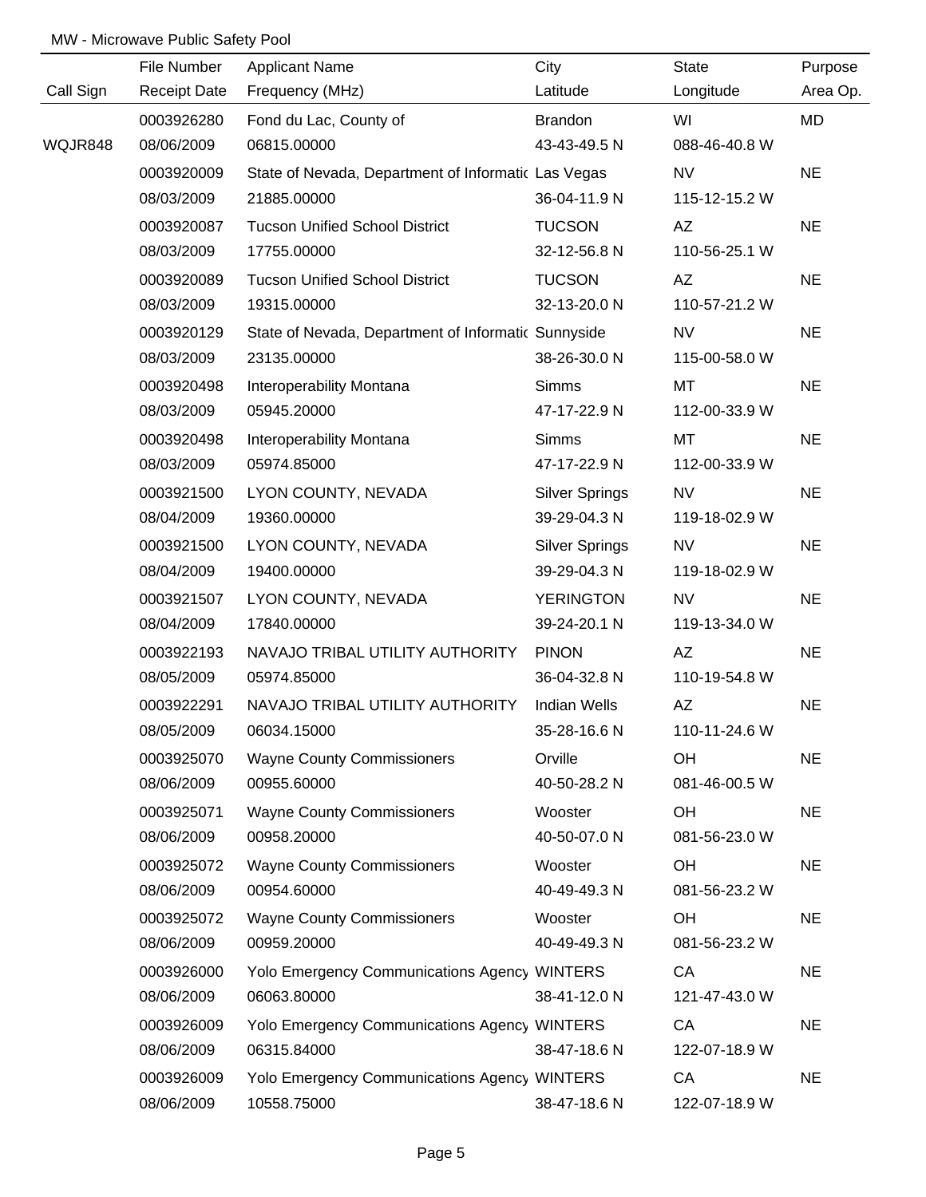MW - Microwave Public Safety Pool

| Call Sign | File Number / Receipt Date | Applicant Name / Frequency (MHz) | City / Latitude | State / Longitude | Purpose / Area Op. |
|---|---|---|---|---|---|
| | 0003926280 | Fond du Lac, County of | Brandon | WI | MD |
| WQJR848 | 08/06/2009 | 06815.00000 | 43-43-49.5 N | 088-46-40.8 W | |
| | 0003920009 | State of Nevada, Department of Informatic | Las Vegas | NV | NE |
| | 08/03/2009 | 21885.00000 | 36-04-11.9 N | 115-12-15.2 W | |
| | 0003920087 | Tucson Unified School District | TUCSON | AZ | NE |
| | 08/03/2009 | 17755.00000 | 32-12-56.8 N | 110-56-25.1 W | |
| | 0003920089 | Tucson Unified School District | TUCSON | AZ | NE |
| | 08/03/2009 | 19315.00000 | 32-13-20.0 N | 110-57-21.2 W | |
| | 0003920129 | State of Nevada, Department of Informatic | Sunnyside | NV | NE |
| | 08/03/2009 | 23135.00000 | 38-26-30.0 N | 115-00-58.0 W | |
| | 0003920498 | Interoperability Montana | Simms | MT | NE |
| | 08/03/2009 | 05945.20000 | 47-17-22.9 N | 112-00-33.9 W | |
| | 0003920498 | Interoperability Montana | Simms | MT | NE |
| | 08/03/2009 | 05974.85000 | 47-17-22.9 N | 112-00-33.9 W | |
| | 0003921500 | LYON COUNTY, NEVADA | Silver Springs | NV | NE |
| | 08/04/2009 | 19360.00000 | 39-29-04.3 N | 119-18-02.9 W | |
| | 0003921500 | LYON COUNTY, NEVADA | Silver Springs | NV | NE |
| | 08/04/2009 | 19400.00000 | 39-29-04.3 N | 119-18-02.9 W | |
| | 0003921507 | LYON COUNTY, NEVADA | YERINGTON | NV | NE |
| | 08/04/2009 | 17840.00000 | 39-24-20.1 N | 119-13-34.0 W | |
| | 0003922193 | NAVAJO TRIBAL UTILITY AUTHORITY | PINON | AZ | NE |
| | 08/05/2009 | 05974.85000 | 36-04-32.8 N | 110-19-54.8 W | |
| | 0003922291 | NAVAJO TRIBAL UTILITY AUTHORITY | Indian Wells | AZ | NE |
| | 08/05/2009 | 06034.15000 | 35-28-16.6 N | 110-11-24.6 W | |
| | 0003925070 | Wayne County Commissioners | Orville | OH | NE |
| | 08/06/2009 | 00955.60000 | 40-50-28.2 N | 081-46-00.5 W | |
| | 0003925071 | Wayne County Commissioners | Wooster | OH | NE |
| | 08/06/2009 | 00958.20000 | 40-50-07.0 N | 081-56-23.0 W | |
| | 0003925072 | Wayne County Commissioners | Wooster | OH | NE |
| | 08/06/2009 | 00954.60000 | 40-49-49.3 N | 081-56-23.2 W | |
| | 0003925072 | Wayne County Commissioners | Wooster | OH | NE |
| | 08/06/2009 | 00959.20000 | 40-49-49.3 N | 081-56-23.2 W | |
| | 0003926000 | Yolo Emergency Communications Agency | WINTERS | CA | NE |
| | 08/06/2009 | 06063.80000 | 38-41-12.0 N | 121-47-43.0 W | |
| | 0003926009 | Yolo Emergency Communications Agency | WINTERS | CA | NE |
| | 08/06/2009 | 06315.84000 | 38-47-18.6 N | 122-07-18.9 W | |
| | 0003926009 | Yolo Emergency Communications Agency | WINTERS | CA | NE |
| | 08/06/2009 | 10558.75000 | 38-47-18.6 N | 122-07-18.9 W | |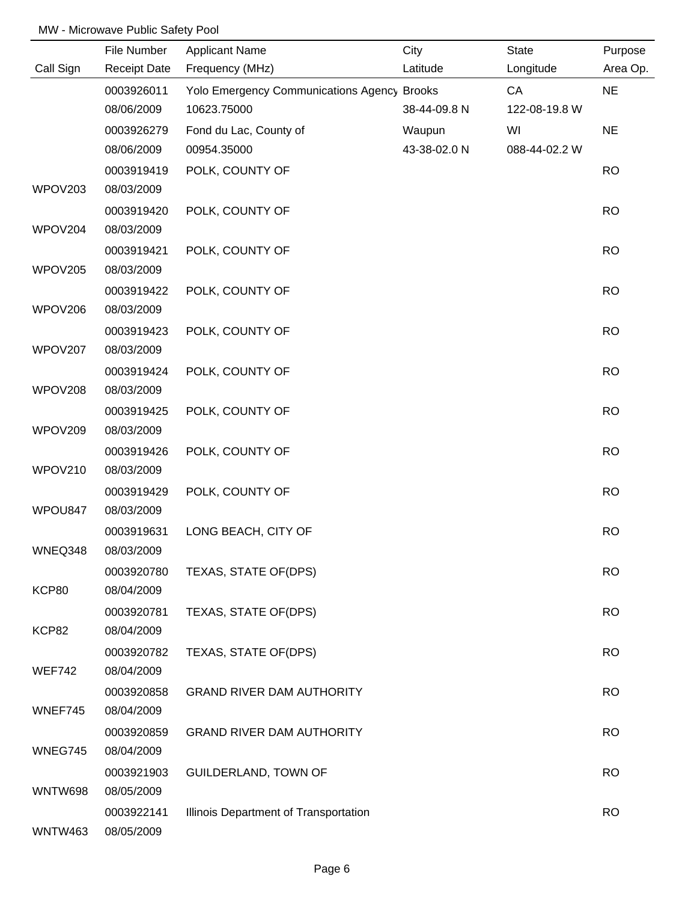MW - Microwave Public Safety Pool

| Call Sign | File Number / Receipt Date | Applicant Name / Frequency (MHz) | City / Latitude | State / Longitude | Purpose / Area Op. |
|---|---|---|---|---|---|
| | 0003926011 | Yolo Emergency Communications Agency | Brooks | CA | NE |
| | 08/06/2009 | 10623.75000 | 38-44-09.8 N | 122-08-19.8 W | |
| | 0003926279 | Fond du Lac, County of | Waupun | WI | NE |
| | 08/06/2009 | 00954.35000 | 43-38-02.0 N | 088-44-02.2 W | |
| | 0003919419 | POLK, COUNTY OF | | | RO |
| WPOV203 | 08/03/2009 | | | | |
| | 0003919420 | POLK, COUNTY OF | | | RO |
| WPOV204 | 08/03/2009 | | | | |
| | 0003919421 | POLK, COUNTY OF | | | RO |
| WPOV205 | 08/03/2009 | | | | |
| | 0003919422 | POLK, COUNTY OF | | | RO |
| WPOV206 | 08/03/2009 | | | | |
| | 0003919423 | POLK, COUNTY OF | | | RO |
| WPOV207 | 08/03/2009 | | | | |
| | 0003919424 | POLK, COUNTY OF | | | RO |
| WPOV208 | 08/03/2009 | | | | |
| | 0003919425 | POLK, COUNTY OF | | | RO |
| WPOV209 | 08/03/2009 | | | | |
| | 0003919426 | POLK, COUNTY OF | | | RO |
| WPOV210 | 08/03/2009 | | | | |
| | 0003919429 | POLK, COUNTY OF | | | RO |
| WPOU847 | 08/03/2009 | | | | |
| | 0003919631 | LONG BEACH, CITY OF | | | RO |
| WNEQ348 | 08/03/2009 | | | | |
| | 0003920780 | TEXAS, STATE OF(DPS) | | | RO |
| KCP80 | 08/04/2009 | | | | |
| | 0003920781 | TEXAS, STATE OF(DPS) | | | RO |
| KCP82 | 08/04/2009 | | | | |
| | 0003920782 | TEXAS, STATE OF(DPS) | | | RO |
| WEF742 | 08/04/2009 | | | | |
| | 0003920858 | GRAND RIVER DAM AUTHORITY | | | RO |
| WNEF745 | 08/04/2009 | | | | |
| | 0003920859 | GRAND RIVER DAM AUTHORITY | | | RO |
| WNEG745 | 08/04/2009 | | | | |
| | 0003921903 | GUILDERLAND, TOWN OF | | | RO |
| WNTW698 | 08/05/2009 | | | | |
| | 0003922141 | Illinois Department of Transportation | | | RO |
| WNTW463 | 08/05/2009 | | | | |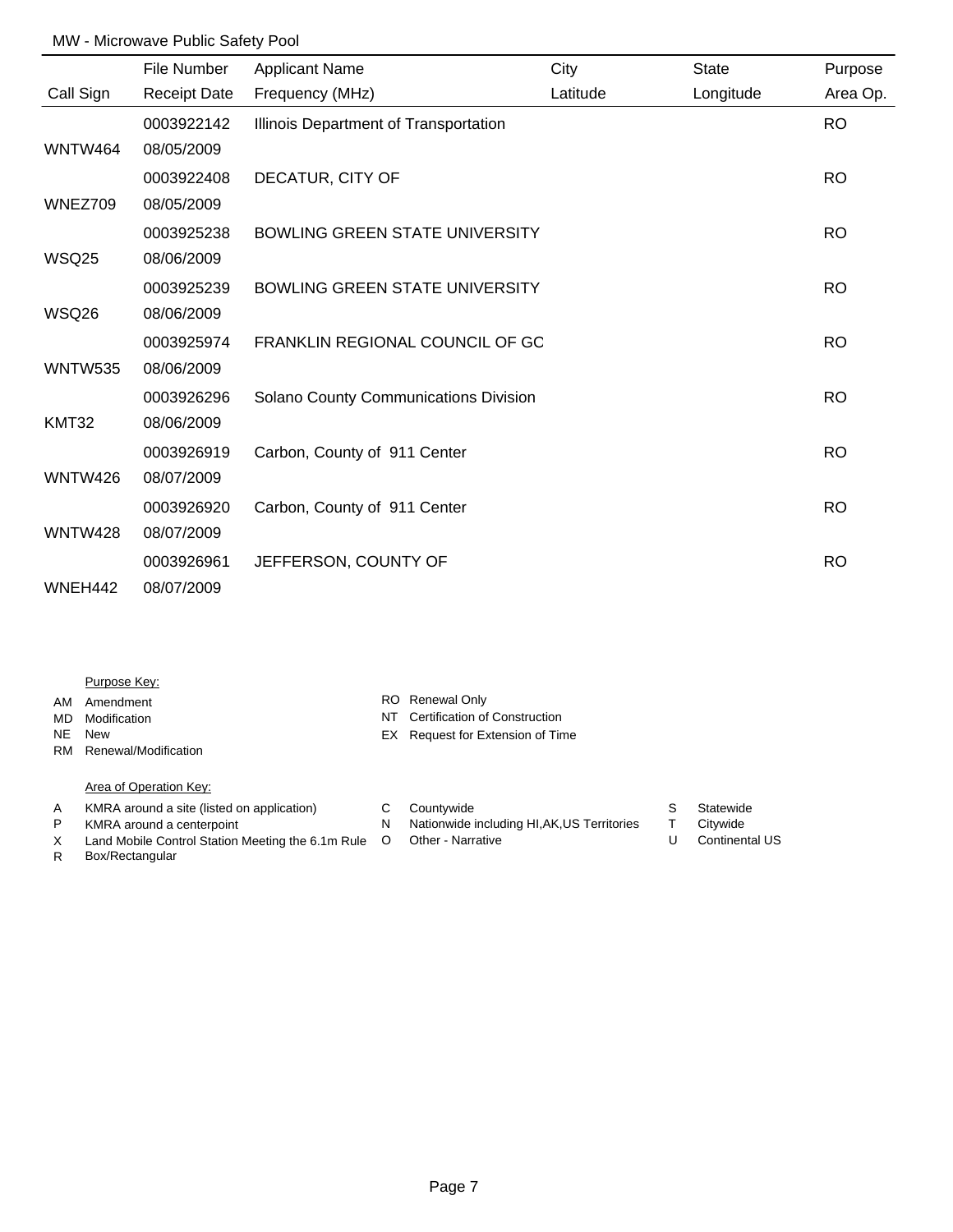MW - Microwave Public Safety Pool

| Call Sign | File Number / Receipt Date | Applicant Name / Frequency (MHz) | City / Latitude | State / Longitude | Purpose / Area Op. |
|---|---|---|---|---|---|
| WNTW464 | 0003922142<br>08/05/2009 | Illinois Department of Transportation | | | RO |
| WNEZ709 | 0003922408<br>08/05/2009 | DECATUR, CITY OF | | | RO |
| WSQ25 | 0003925238<br>08/06/2009 | BOWLING GREEN STATE UNIVERSITY | | | RO |
| WSQ26 | 0003925239<br>08/06/2009 | BOWLING GREEN STATE UNIVERSITY | | | RO |
| WNTW535 | 0003925974<br>08/06/2009 | FRANKLIN REGIONAL COUNCIL OF GC | | | RO |
| KMT32 | 0003926296<br>08/06/2009 | Solano County Communications Division | | | RO |
| WNTW426 | 0003926919<br>08/07/2009 | Carbon, County of 911 Center | | | RO |
| WNTW428 | 0003926920<br>08/07/2009 | Carbon, County of 911 Center | | | RO |
| WNEH442 | 0003926961<br>08/07/2009 | JEFFERSON, COUNTY OF | | | RO |

Purpose Key:

- AM Amendment
- MD Modification
- NE New
- RM Renewal/Modification
- RO Renewal Only
- NT Certification of Construction
- EX Request for Extension of Time

Area of Operation Key:

- A KMRA around a site (listed on application)
- P KMRA around a centerpoint
- X Land Mobile Control Station Meeting the 6.1m Rule
- R Box/Rectangular
- C Countywide
- N Nationwide including HI,AK,US Territories
- O Other - Narrative
- S Statewide
- T Citywide
- U Continental US